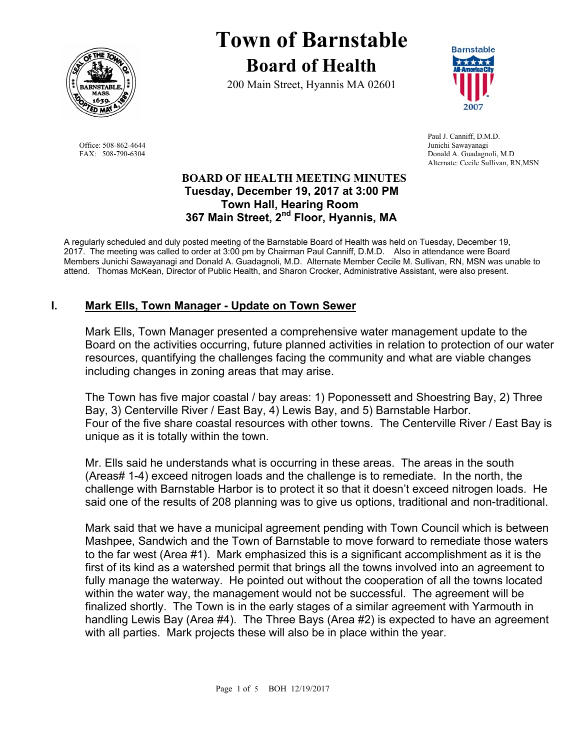# Town of Barnstable

## Board of Health

200 Main Street, Hyannis MA 02601

Office: 508-862-4644
FAX: 508-790-6304

Paul J. Canniff, D.M.D.
Junichi Sawayanagi
Donald A. Guadagnoli, M.D
Alternate: Cecile Sullivan, RN,MSN

**BOARD OF HEALTH MEETING MINUTES**
**Tuesday, December 19, 2017 at 3:00 PM**
**Town Hall, Hearing Room**
**367 Main Street, 2nd Floor, Hyannis, MA**

A regularly scheduled and duly posted meeting of the Barnstable Board of Health was held on Tuesday, December 19, 2017. The meeting was called to order at 3:00 pm by Chairman Paul Canniff, D.M.D. Also in attendance were Board Members Junichi Sawayanagi and Donald A. Guadagnoli, M.D. Alternate Member Cecile M. Sullivan, RN, MSN was unable to attend. Thomas McKean, Director of Public Health, and Sharon Crocker, Administrative Assistant, were also present.

## I. Mark Ells, Town Manager - Update on Town Sewer

Mark Ells, Town Manager presented a comprehensive water management update to the Board on the activities occurring, future planned activities in relation to protection of our water resources, quantifying the challenges facing the community and what are viable changes including changes in zoning areas that may arise.

The Town has five major coastal / bay areas: 1) Poponessett and Shoestring Bay, 2) Three Bay, 3) Centerville River / East Bay, 4) Lewis Bay, and 5) Barnstable Harbor. Four of the five share coastal resources with other towns. The Centerville River / East Bay is unique as it is totally within the town.

Mr. Ells said he understands what is occurring in these areas. The areas in the south (Areas# 1-4) exceed nitrogen loads and the challenge is to remediate. In the north, the challenge with Barnstable Harbor is to protect it so that it doesn't exceed nitrogen loads. He said one of the results of 208 planning was to give us options, traditional and non-traditional.

Mark said that we have a municipal agreement pending with Town Council which is between Mashpee, Sandwich and the Town of Barnstable to move forward to remediate those waters to the far west (Area #1). Mark emphasized this is a significant accomplishment as it is the first of its kind as a watershed permit that brings all the towns involved into an agreement to fully manage the waterway. He pointed out without the cooperation of all the towns located within the water way, the management would not be successful. The agreement will be finalized shortly. The Town is in the early stages of a similar agreement with Yarmouth in handling Lewis Bay (Area #4). The Three Bays (Area #2) is expected to have an agreement with all parties. Mark projects these will also be in place within the year.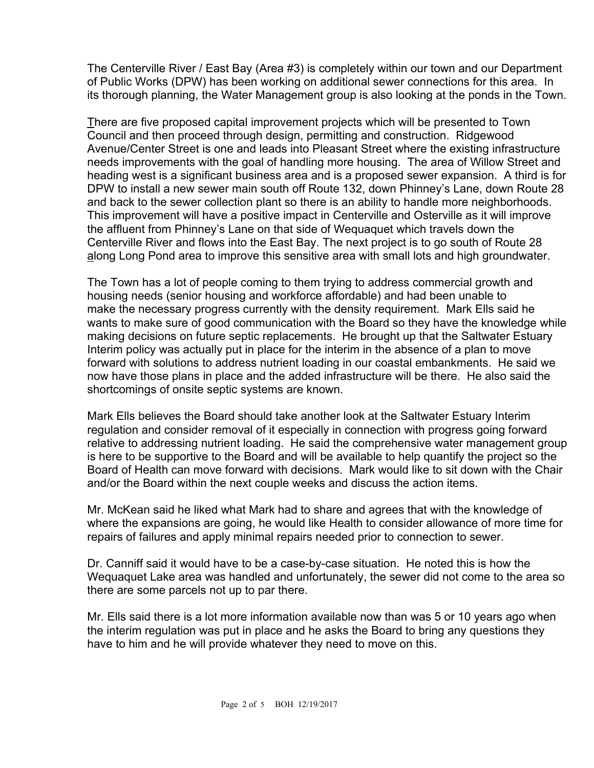The Centerville River / East Bay (Area #3) is completely within our town and our Department of Public Works (DPW) has been working on additional sewer connections for this area. In its thorough planning, the Water Management group is also looking at the ponds in the Town.

There are five proposed capital improvement projects which will be presented to Town Council and then proceed through design, permitting and construction. Ridgewood Avenue/Center Street is one and leads into Pleasant Street where the existing infrastructure needs improvements with the goal of handling more housing. The area of Willow Street and heading west is a significant business area and is a proposed sewer expansion. A third is for DPW to install a new sewer main south off Route 132, down Phinney's Lane, down Route 28 and back to the sewer collection plant so there is an ability to handle more neighborhoods. This improvement will have a positive impact in Centerville and Osterville as it will improve the affluent from Phinney's Lane on that side of Wequaquet which travels down the Centerville River and flows into the East Bay. The next project is to go south of Route 28 along Long Pond area to improve this sensitive area with small lots and high groundwater.

The Town has a lot of people coming to them trying to address commercial growth and housing needs (senior housing and workforce affordable) and had been unable to make the necessary progress currently with the density requirement. Mark Ells said he wants to make sure of good communication with the Board so they have the knowledge while making decisions on future septic replacements. He brought up that the Saltwater Estuary Interim policy was actually put in place for the interim in the absence of a plan to move forward with solutions to address nutrient loading in our coastal embankments. He said we now have those plans in place and the added infrastructure will be there. He also said the shortcomings of onsite septic systems are known.

Mark Ells believes the Board should take another look at the Saltwater Estuary Interim regulation and consider removal of it especially in connection with progress going forward relative to addressing nutrient loading. He said the comprehensive water management group is here to be supportive to the Board and will be available to help quantify the project so the Board of Health can move forward with decisions. Mark would like to sit down with the Chair and/or the Board within the next couple weeks and discuss the action items.

Mr. McKean said he liked what Mark had to share and agrees that with the knowledge of where the expansions are going, he would like Health to consider allowance of more time for repairs of failures and apply minimal repairs needed prior to connection to sewer.

Dr. Canniff said it would have to be a case-by-case situation. He noted this is how the Wequaquet Lake area was handled and unfortunately, the sewer did not come to the area so there are some parcels not up to par there.

Mr. Ells said there is a lot more information available now than was 5 or 10 years ago when the interim regulation was put in place and he asks the Board to bring any questions they have to him and he will provide whatever they need to move on this.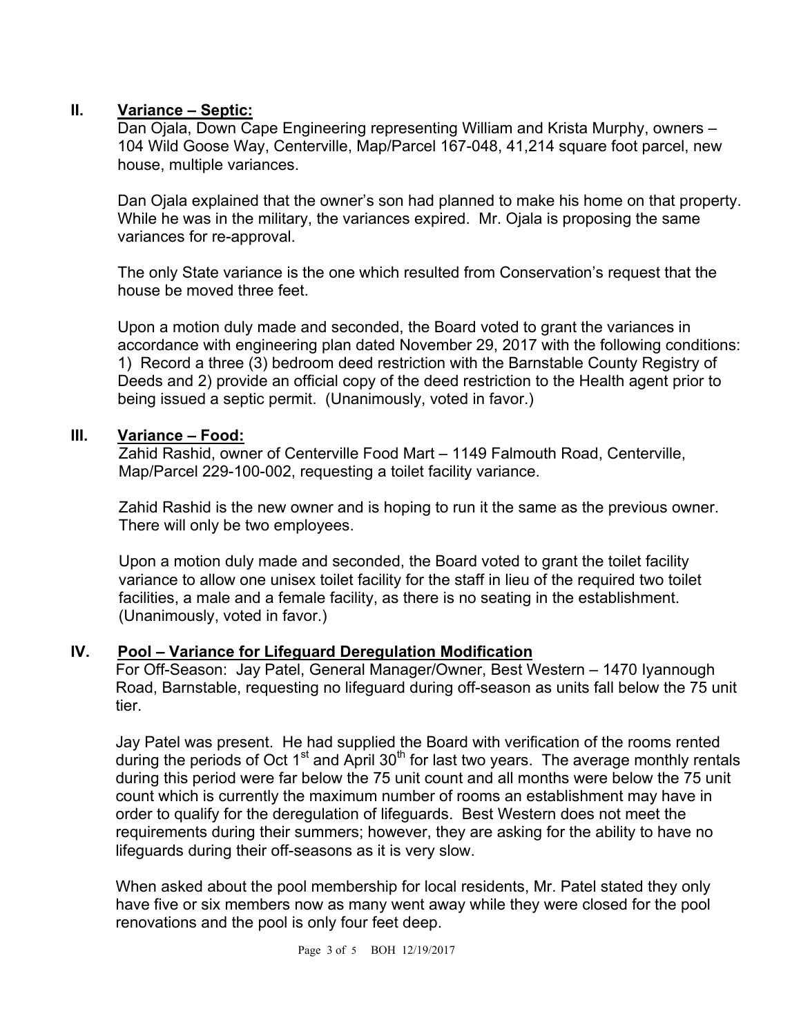## II. Variance – Septic:

Dan Ojala, Down Cape Engineering representing William and Krista Murphy, owners – 104 Wild Goose Way, Centerville, Map/Parcel 167-048, 41,214 square foot parcel, new house, multiple variances.

Dan Ojala explained that the owner's son had planned to make his home on that property. While he was in the military, the variances expired. Mr. Ojala is proposing the same variances for re-approval.

The only State variance is the one which resulted from Conservation's request that the house be moved three feet.

Upon a motion duly made and seconded, the Board voted to grant the variances in accordance with engineering plan dated November 29, 2017 with the following conditions: 1) Record a three (3) bedroom deed restriction with the Barnstable County Registry of Deeds and 2) provide an official copy of the deed restriction to the Health agent prior to being issued a septic permit. (Unanimously, voted in favor.)

## III. Variance – Food:

Zahid Rashid, owner of Centerville Food Mart – 1149 Falmouth Road, Centerville, Map/Parcel 229-100-002, requesting a toilet facility variance.

Zahid Rashid is the new owner and is hoping to run it the same as the previous owner. There will only be two employees.

Upon a motion duly made and seconded, the Board voted to grant the toilet facility variance to allow one unisex toilet facility for the staff in lieu of the required two toilet facilities, a male and a female facility, as there is no seating in the establishment. (Unanimously, voted in favor.)

## IV. Pool – Variance for Lifeguard Deregulation Modification

For Off-Season: Jay Patel, General Manager/Owner, Best Western – 1470 Iyannough Road, Barnstable, requesting no lifeguard during off-season as units fall below the 75 unit tier.

Jay Patel was present. He had supplied the Board with verification of the rooms rented during the periods of Oct 1st and April 30th for last two years. The average monthly rentals during this period were far below the 75 unit count and all months were below the 75 unit count which is currently the maximum number of rooms an establishment may have in order to qualify for the deregulation of lifeguards. Best Western does not meet the requirements during their summers; however, they are asking for the ability to have no lifeguards during their off-seasons as it is very slow.

When asked about the pool membership for local residents, Mr. Patel stated they only have five or six members now as many went away while they were closed for the pool renovations and the pool is only four feet deep.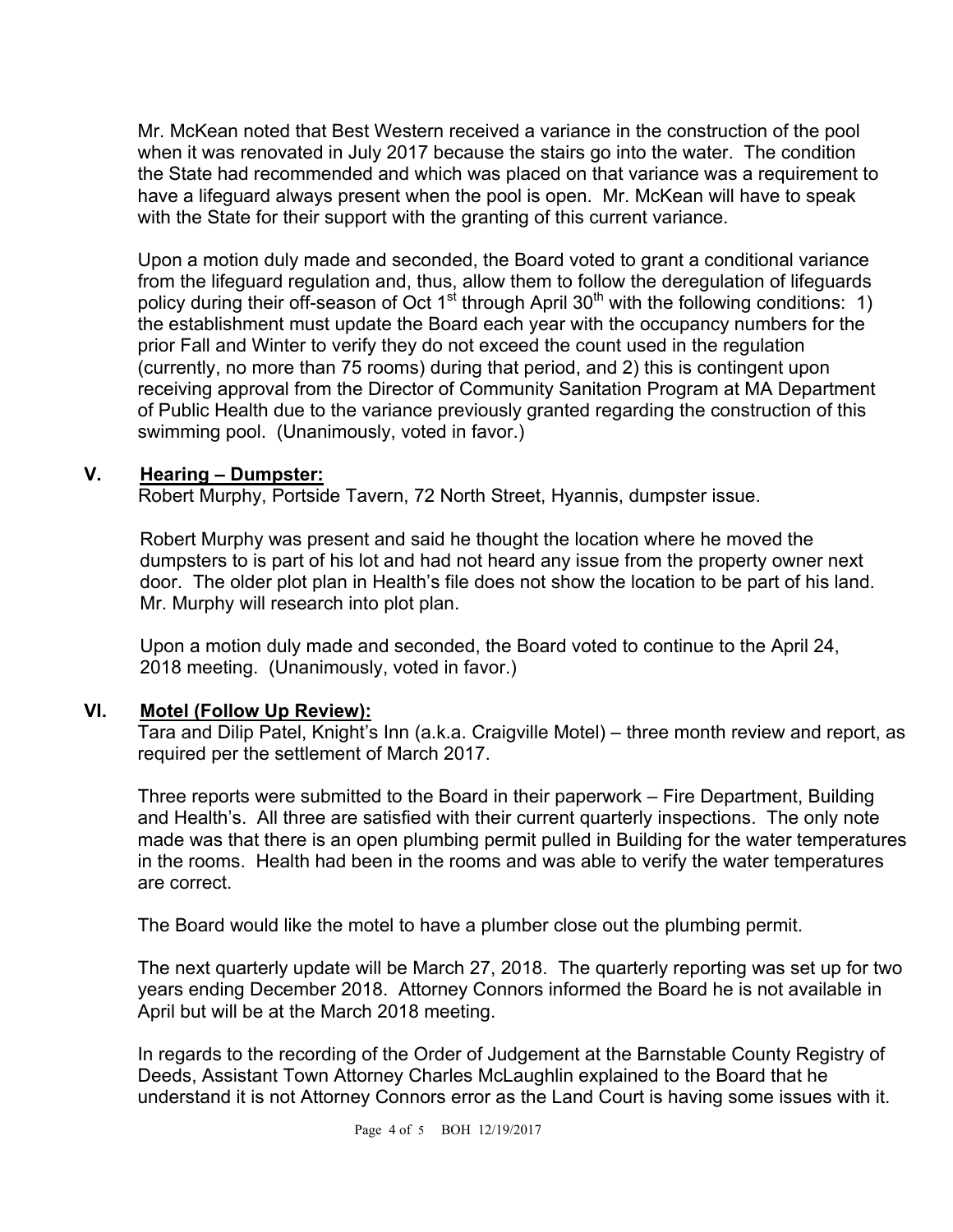Mr. McKean noted that Best Western received a variance in the construction of the pool when it was renovated in July 2017 because the stairs go into the water. The condition the State had recommended and which was placed on that variance was a requirement to have a lifeguard always present when the pool is open. Mr. McKean will have to speak with the State for their support with the granting of this current variance.

Upon a motion duly made and seconded, the Board voted to grant a conditional variance from the lifeguard regulation and, thus, allow them to follow the deregulation of lifeguards policy during their off-season of Oct 1st through April 30th with the following conditions: 1) the establishment must update the Board each year with the occupancy numbers for the prior Fall and Winter to verify they do not exceed the count used in the regulation (currently, no more than 75 rooms) during that period, and 2) this is contingent upon receiving approval from the Director of Community Sanitation Program at MA Department of Public Health due to the variance previously granted regarding the construction of this swimming pool. (Unanimously, voted in favor.)

## V. Hearing – Dumpster:

Robert Murphy, Portside Tavern, 72 North Street, Hyannis, dumpster issue.

Robert Murphy was present and said he thought the location where he moved the dumpsters to is part of his lot and had not heard any issue from the property owner next door. The older plot plan in Health's file does not show the location to be part of his land. Mr. Murphy will research into plot plan.

Upon a motion duly made and seconded, the Board voted to continue to the April 24, 2018 meeting. (Unanimously, voted in favor.)

## VI. Motel (Follow Up Review):

Tara and Dilip Patel, Knight's Inn (a.k.a. Craigville Motel) – three month review and report, as required per the settlement of March 2017.

Three reports were submitted to the Board in their paperwork – Fire Department, Building and Health's. All three are satisfied with their current quarterly inspections. The only note made was that there is an open plumbing permit pulled in Building for the water temperatures in the rooms. Health had been in the rooms and was able to verify the water temperatures are correct.

The Board would like the motel to have a plumber close out the plumbing permit.

The next quarterly update will be March 27, 2018. The quarterly reporting was set up for two years ending December 2018. Attorney Connors informed the Board he is not available in April but will be at the March 2018 meeting.

In regards to the recording of the Order of Judgement at the Barnstable County Registry of Deeds, Assistant Town Attorney Charles McLaughlin explained to the Board that he understand it is not Attorney Connors error as the Land Court is having some issues with it.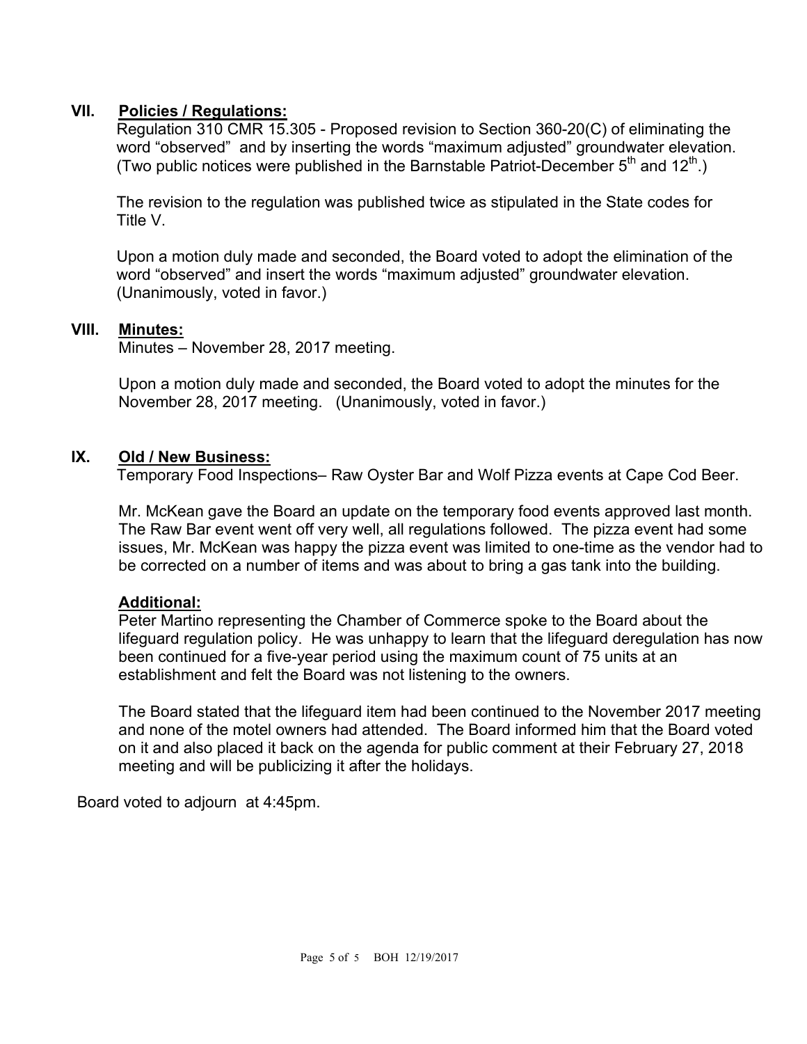## VII. Policies / Regulations:

Regulation 310 CMR 15.305 - Proposed revision to Section 360-20(C) of eliminating the word "observed" and by inserting the words "maximum adjusted" groundwater elevation. (Two public notices were published in the Barnstable Patriot-December 5th and 12th.)

The revision to the regulation was published twice as stipulated in the State codes for Title V.

Upon a motion duly made and seconded, the Board voted to adopt the elimination of the word "observed" and insert the words "maximum adjusted" groundwater elevation. (Unanimously, voted in favor.)

## VIII. Minutes:

Minutes – November 28, 2017 meeting.

Upon a motion duly made and seconded, the Board voted to adopt the minutes for the November 28, 2017 meeting. (Unanimously, voted in favor.)

## IX. Old / New Business:

Temporary Food Inspections– Raw Oyster Bar and Wolf Pizza events at Cape Cod Beer.

Mr. McKean gave the Board an update on the temporary food events approved last month. The Raw Bar event went off very well, all regulations followed. The pizza event had some issues, Mr. McKean was happy the pizza event was limited to one-time as the vendor had to be corrected on a number of items and was about to bring a gas tank into the building.

### Additional:

Peter Martino representing the Chamber of Commerce spoke to the Board about the lifeguard regulation policy. He was unhappy to learn that the lifeguard deregulation has now been continued for a five-year period using the maximum count of 75 units at an establishment and felt the Board was not listening to the owners.

The Board stated that the lifeguard item had been continued to the November 2017 meeting and none of the motel owners had attended. The Board informed him that the Board voted on it and also placed it back on the agenda for public comment at their February 27, 2018 meeting and will be publicizing it after the holidays.

Board voted to adjourn at 4:45pm.